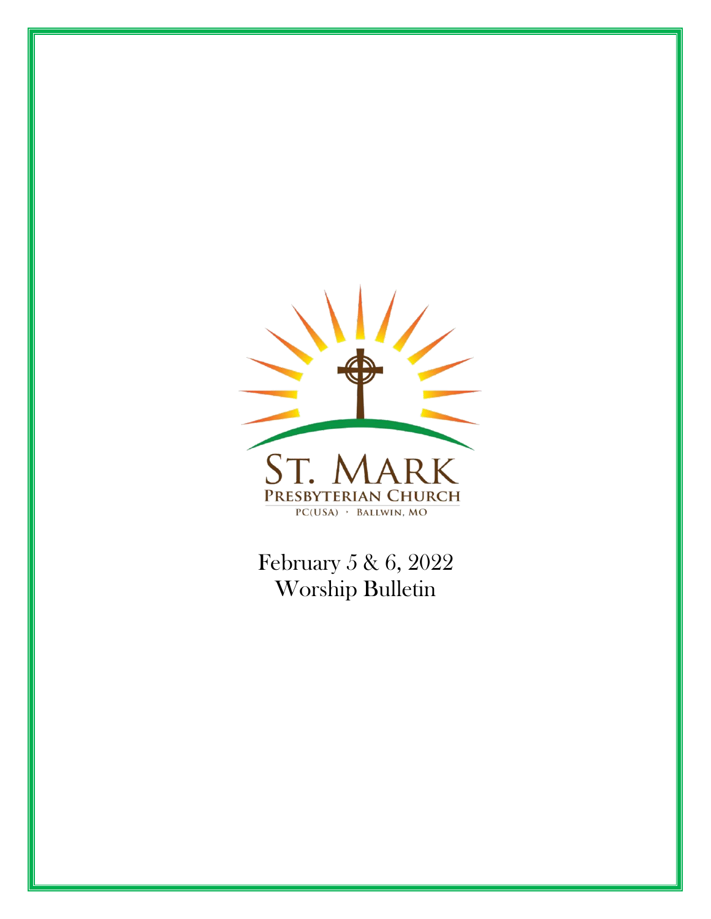ST. MARK

PRESBYTERIAN CHURCH

PC(USA) · BALLWIN, MO

February 5 & 6, 2022

Worship Bulletin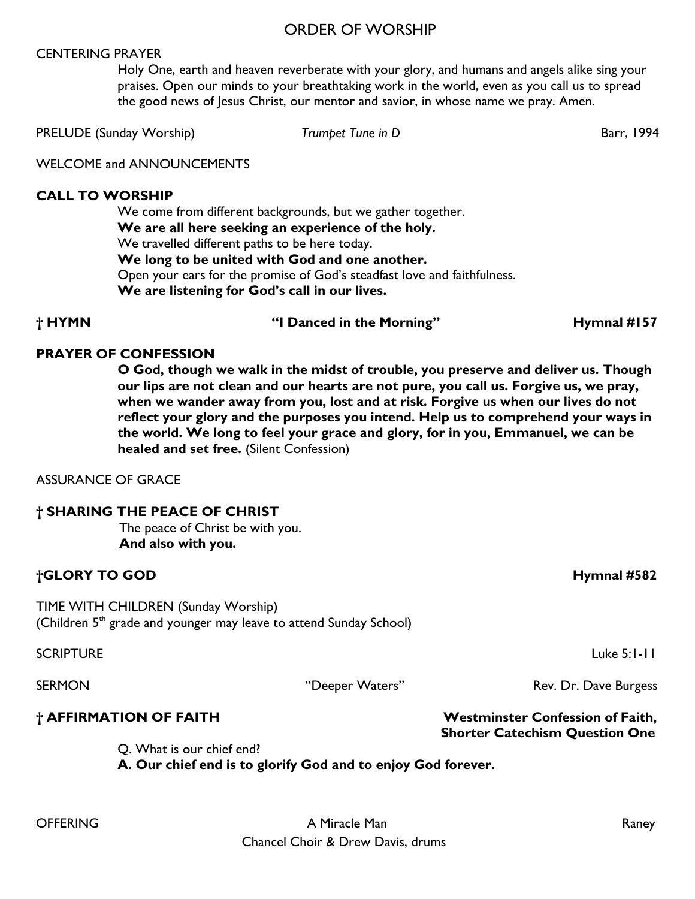## ORDER OF WORSHIP

CENTERING PRAYER

Holy One, earth and heaven reverberate with your glory, and humans and angels alike sing your praises. Open our minds to your breathtaking work in the world, even as you call us to spread the good news of Jesus Christ, our mentor and savior, in whose name we pray. Amen.

PRELUDE (Sunday Worship) *Trumpet Tune in D* Barr, 1994

WELCOME and ANNOUNCEMENTS

**CALL TO WORSHIP**

We come from different backgrounds, but we gather together.
**We are all here seeking an experience of the holy.**
We travelled different paths to be here today.
**We long to be united with God and one another.**
Open your ears for the promise of God's steadfast love and faithfulness.
**We are listening for God's call in our lives.**

**† HYMN "I Danced in the Morning" Hymnal #157**

**PRAYER OF CONFESSION**

**O God, though we walk in the midst of trouble, you preserve and deliver us. Though our lips are not clean and our hearts are not pure, you call us. Forgive us, we pray, when we wander away from you, lost and at risk. Forgive us when our lives do not reflect your glory and the purposes you intend. Help us to comprehend your ways in the world. We long to feel your grace and glory, for in you, Emmanuel, we can be healed and set free.** (Silent Confession)

ASSURANCE OF GRACE

**† SHARING THE PEACE OF CHRIST**

The peace of Christ be with you.
**And also with you.**

**†GLORY TO GOD Hymnal #582**

TIME WITH CHILDREN (Sunday Worship)
(Children 5th grade and younger may leave to attend Sunday School)

SCRIPTURE Luke 5:1-11

SERMON "Deeper Waters" Rev. Dr. Dave Burgess

**† AFFIRMATION OF FAITH Westminster Confession of Faith, Shorter Catechism Question One**

Q. What is our chief end?
**A. Our chief end is to glorify God and to enjoy God forever.**

OFFERING A Miracle Man Raney
Chancel Choir & Drew Davis, drums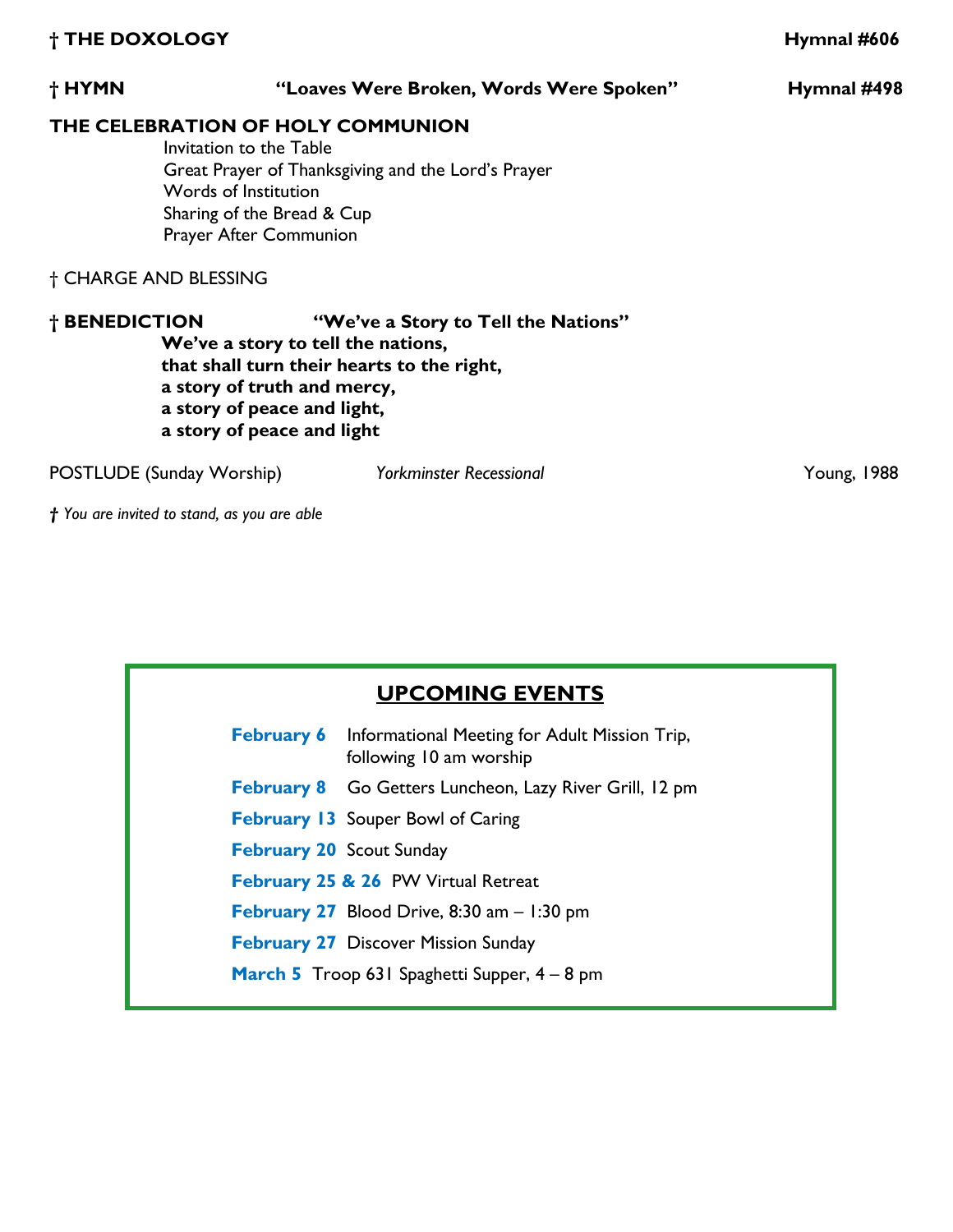**† THE DOXOLOGY** **Hymnal #606**

**† HYMN** **"Loaves Were Broken, Words Were Spoken"** **Hymnal #498**

**THE CELEBRATION OF HOLY COMMUNION**

Invitation to the Table
Great Prayer of Thanksgiving and the Lord's Prayer
Words of Institution
Sharing of the Bread & Cup
Prayer After Communion

† CHARGE AND BLESSING

**† BENEDICTION** **"We've a Story to Tell the Nations"**

**We've a story to tell the nations,**
**that shall turn their hearts to the right,**
**a story of truth and mercy,**
**a story of peace and light,**
**a story of peace and light**

POSTLUDE (Sunday Worship) *Yorkminster Recessional* Young, 1988

*† You are invited to stand, as you are able*

## UPCOMING EVENTS

**February 6** Informational Meeting for Adult Mission Trip, following 10 am worship

**February 8** Go Getters Luncheon, Lazy River Grill, 12 pm

**February 13** Souper Bowl of Caring

**February 20** Scout Sunday

**February 25 & 26** PW Virtual Retreat

**February 27** Blood Drive, 8:30 am – 1:30 pm

**February 27** Discover Mission Sunday

**March 5** Troop 631 Spaghetti Supper, 4 – 8 pm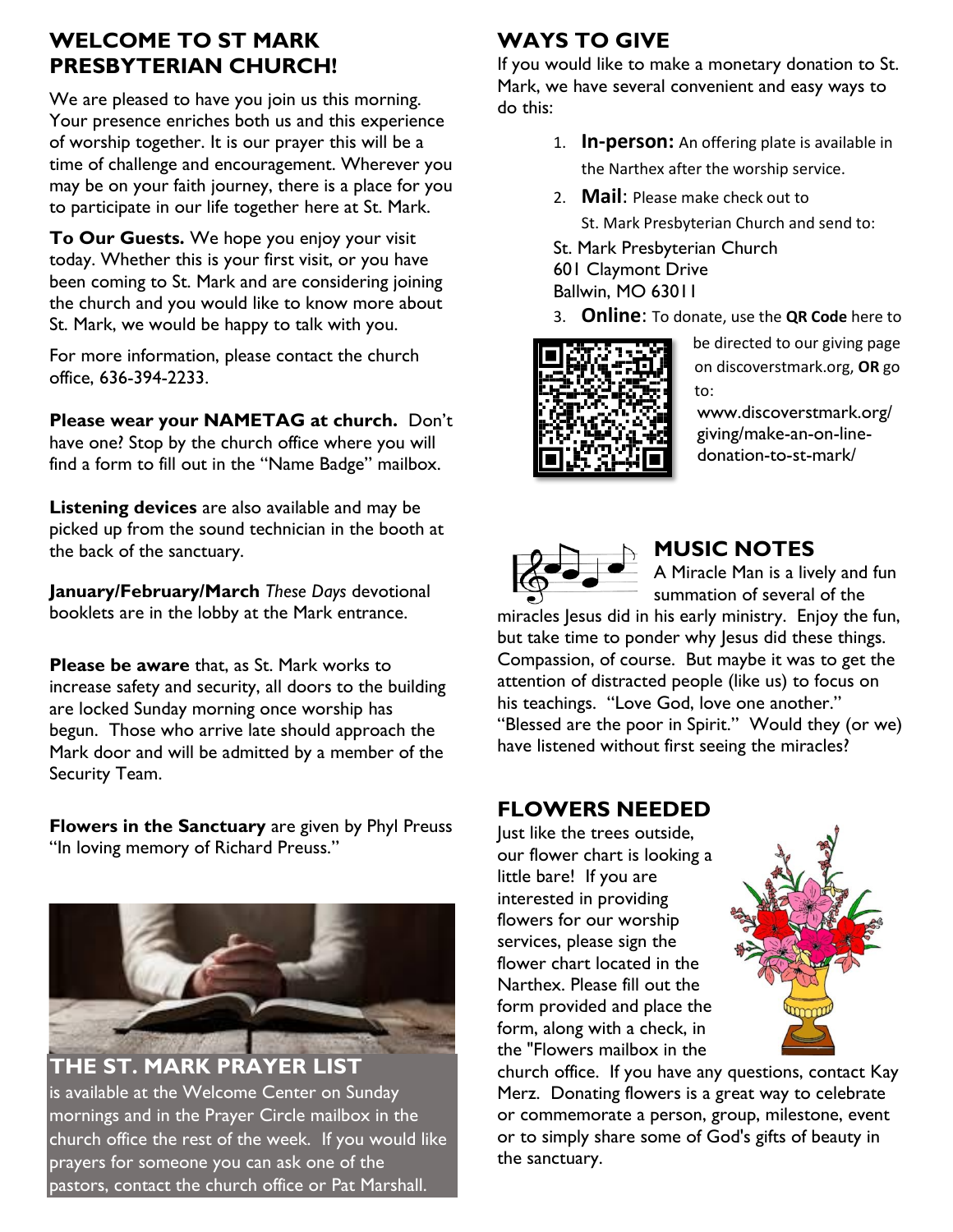## WELCOME TO ST MARK PRESBYTERIAN CHURCH!

We are pleased to have you join us this morning. Your presence enriches both us and this experience of worship together. It is our prayer this will be a time of challenge and encouragement. Wherever you may be on your faith journey, there is a place for you to participate in our life together here at St. Mark.

**To Our Guests.** We hope you enjoy your visit today. Whether this is your first visit, or you have been coming to St. Mark and are considering joining the church and you would like to know more about St. Mark, we would be happy to talk with you.

For more information, please contact the church office, 636-394-2233.

**Please wear your NAMETAG at church.** Don't have one? Stop by the church office where you will find a form to fill out in the "Name Badge" mailbox.

**Listening devices** are also available and may be picked up from the sound technician in the booth at the back of the sanctuary.

**January/February/March** *These Days* devotional booklets are in the lobby at the Mark entrance.

**Please be aware** that, as St. Mark works to increase safety and security, all doors to the building are locked Sunday morning once worship has begun. Those who arrive late should approach the Mark door and will be admitted by a member of the Security Team.

**Flowers in the Sanctuary** are given by Phyl Preuss "In loving memory of Richard Preuss."

## THE ST. MARK PRAYER LIST

is available at the Welcome Center on Sunday mornings and in the Prayer Circle mailbox in the church office the rest of the week. If you would like prayers for someone you can ask one of the pastors, contact the church office or Pat Marshall.

## WAYS TO GIVE

If you would like to make a monetary donation to St. Mark, we have several convenient and easy ways to do this:

1. **In-person:** An offering plate is available in the Narthex after the worship service.
2. **Mail**: Please make check out to St. Mark Presbyterian Church and send to:

   St. Mark Presbyterian Church
   601 Claymont Drive
   Ballwin, MO 63011
3. **Online**: To donate, use the **QR Code** here to be directed to our giving page on discoverstmark.org, **OR** go to: www.discoverstmark.org/giving/make-an-on-line-donation-to-st-mark/

## MUSIC NOTES

A Miracle Man is a lively and fun summation of several of the miracles Jesus did in his early ministry. Enjoy the fun, but take time to ponder why Jesus did these things. Compassion, of course. But maybe it was to get the attention of distracted people (like us) to focus on his teachings. "Love God, love one another." "Blessed are the poor in Spirit." Would they (or we) have listened without first seeing the miracles?

## FLOWERS NEEDED

Just like the trees outside, our flower chart is looking a little bare! If you are interested in providing flowers for our worship services, please sign the flower chart located in the Narthex. Please fill out the form provided and place the form, along with a check, in the "Flowers mailbox in the church office. If you have any questions, contact Kay Merz. Donating flowers is a great way to celebrate or commemorate a person, group, milestone, event or to simply share some of God's gifts of beauty in the sanctuary.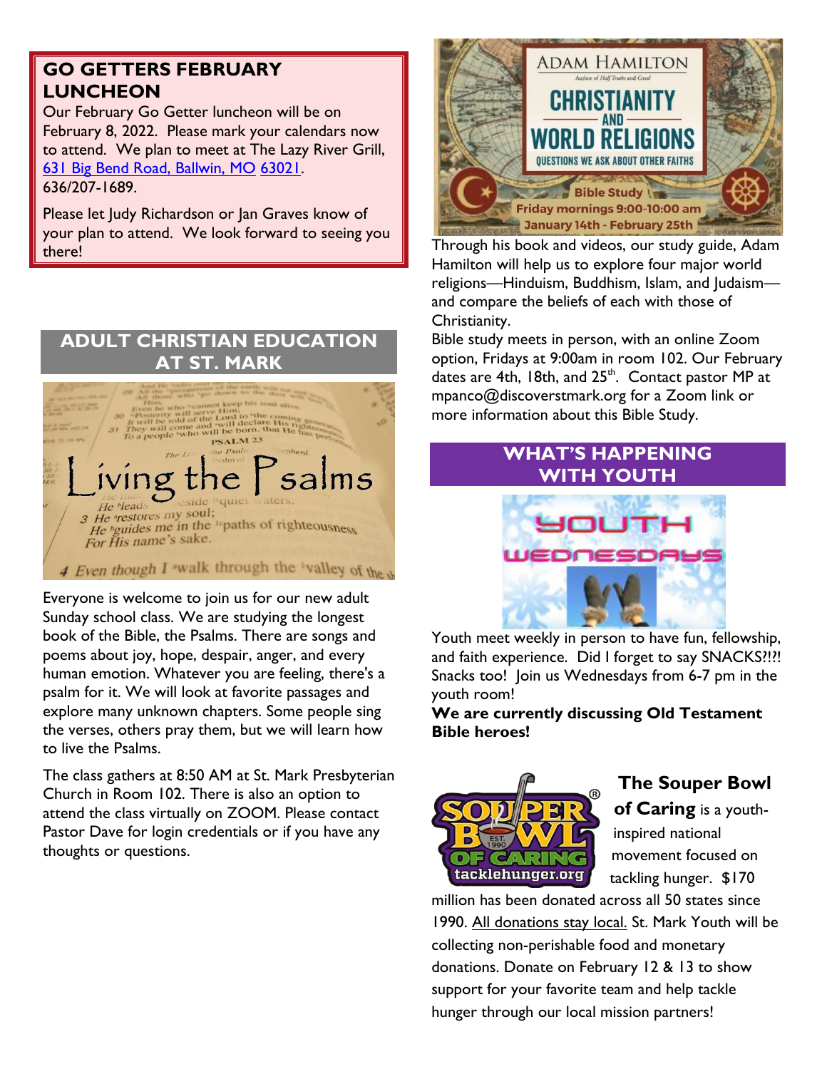## GO GETTERS FEBRUARY LUNCHEON

Our February Go Getter luncheon will be on February 8, 2022. Please mark your calendars now to attend. We plan to meet at The Lazy River Grill, 631 Big Bend Road, Ballwin, MO 63021. 636/207-1689.

Please let Judy Richardson or Jan Graves know of your plan to attend. We look forward to seeing you there!

## ADULT CHRISTIAN EDUCATION AT ST. MARK

Living the Psalms

Everyone is welcome to join us for our new adult Sunday school class. We are studying the longest book of the Bible, the Psalms. There are songs and poems about joy, hope, despair, anger, and every human emotion. Whatever you are feeling, there's a psalm for it. We will look at favorite passages and explore many unknown chapters. Some people sing the verses, others pray them, but we will learn how to live the Psalms.

The class gathers at 8:50 AM at St. Mark Presbyterian Church in Room 102. There is also an option to attend the class virtually on ZOOM. Please contact Pastor Dave for login credentials or if you have any thoughts or questions.

ADAM HAMILTON — CHRISTIANITY AND WORLD RELIGIONS — QUESTIONS WE ASK ABOUT OTHER FAITHS

Bible Study — Friday mornings 9:00-10:00 am — January 14th - February 25th

Through his book and videos, our study guide, Adam Hamilton will help us to explore four major world religions—Hinduism, Buddhism, Islam, and Judaism—and compare the beliefs of each with those of Christianity.

Bible study meets in person, with an online Zoom option, Fridays at 9:00am in room 102. Our February dates are 4th, 18th, and 25th. Contact pastor MP at mpanco@discoverstmark.org for a Zoom link or more information about this Bible Study.

## WHAT'S HAPPENING WITH YOUTH

YOUTH WEDNESDAYS

Youth meet weekly in person to have fun, fellowship, and faith experience. Did I forget to say SNACKS?!?! Snacks too! Join us Wednesdays from 6-7 pm in the youth room!

**We are currently discussing Old Testament Bible heroes!**

**The Souper Bowl of Caring** is a youth-inspired national movement focused on tackling hunger. $170 million has been donated across all 50 states since 1990. All donations stay local. St. Mark Youth will be collecting non-perishable food and monetary donations. Donate on February 12 & 13 to show support for your favorite team and help tackle hunger through our local mission partners!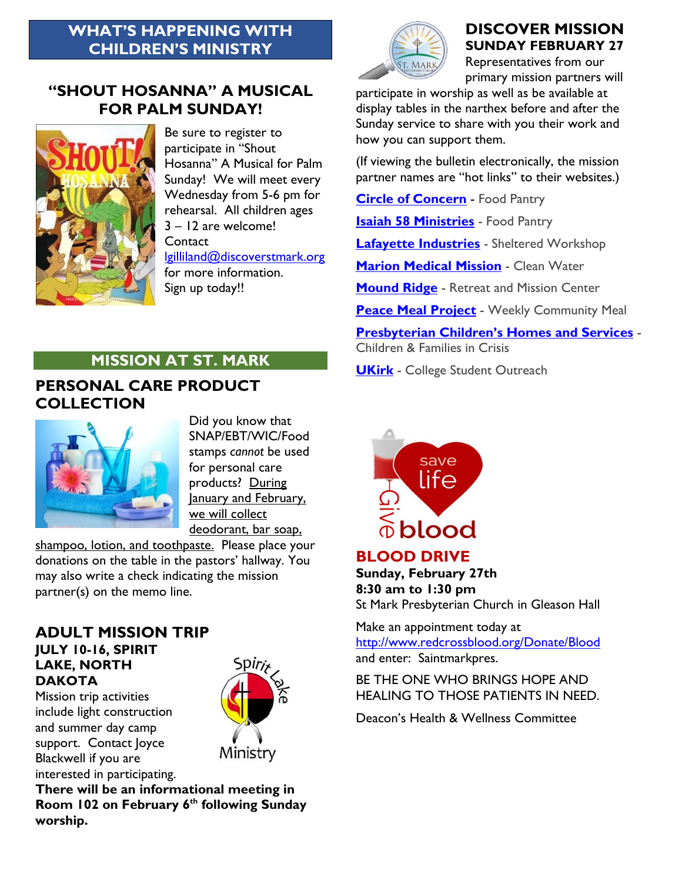## WHAT'S HAPPENING WITH CHILDREN'S MINISTRY

### "SHOUT HOSANNA" A MUSICAL FOR PALM SUNDAY!

Be sure to register to participate in "Shout Hosanna" A Musical for Palm Sunday! We will meet every Wednesday from 5-6 pm for rehearsal. All children ages 3 – 12 are welcome! Contact lgilliland@discoverstmark.org for more information. Sign up today!!

## MISSION AT ST. MARK

### PERSONAL CARE PRODUCT COLLECTION

Did you know that SNAP/EBT/WIC/Food stamps *cannot* be used for personal care products? During January and February, we will collect deodorant, bar soap, shampoo, lotion, and toothpaste. Please place your donations on the table in the pastors' hallway. You may also write a check indicating the mission partner(s) on the memo line.

### ADULT MISSION TRIP

**JULY 10-16, SPIRIT LAKE, NORTH DAKOTA**

Mission trip activities include light construction and summer day camp support. Contact Joyce Blackwell if you are interested in participating.

**There will be an informational meeting in Room 102 on February 6th following Sunday worship.**

## DISCOVER MISSION SUNDAY FEBRUARY 27

Representatives from our primary mission partners will participate in worship as well as be available at display tables in the narthex before and after the Sunday service to share with you their work and how you can support them.

(If viewing the bulletin electronically, the mission partner names are "hot links" to their websites.)

**Circle of Concern** - Food Pantry

**Isaiah 58 Ministries** - Food Pantry

**Lafayette Industries** - Sheltered Workshop

**Marion Medical Mission** - Clean Water

**Mound Ridge** - Retreat and Mission Center

**Peace Meal Project** - Weekly Community Meal

**Presbyterian Children's Homes and Services** - Children & Families in Crisis

**UKirk** - College Student Outreach

## BLOOD DRIVE

**Sunday, February 27th**
**8:30 am to 1:30 pm**
St Mark Presbyterian Church in Gleason Hall

Make an appointment today at http://www.redcrossblood.org/Donate/Blood and enter: Saintmarkpres.

BE THE ONE WHO BRINGS HOPE AND HEALING TO THOSE PATIENTS IN NEED.

Deacon's Health & Wellness Committee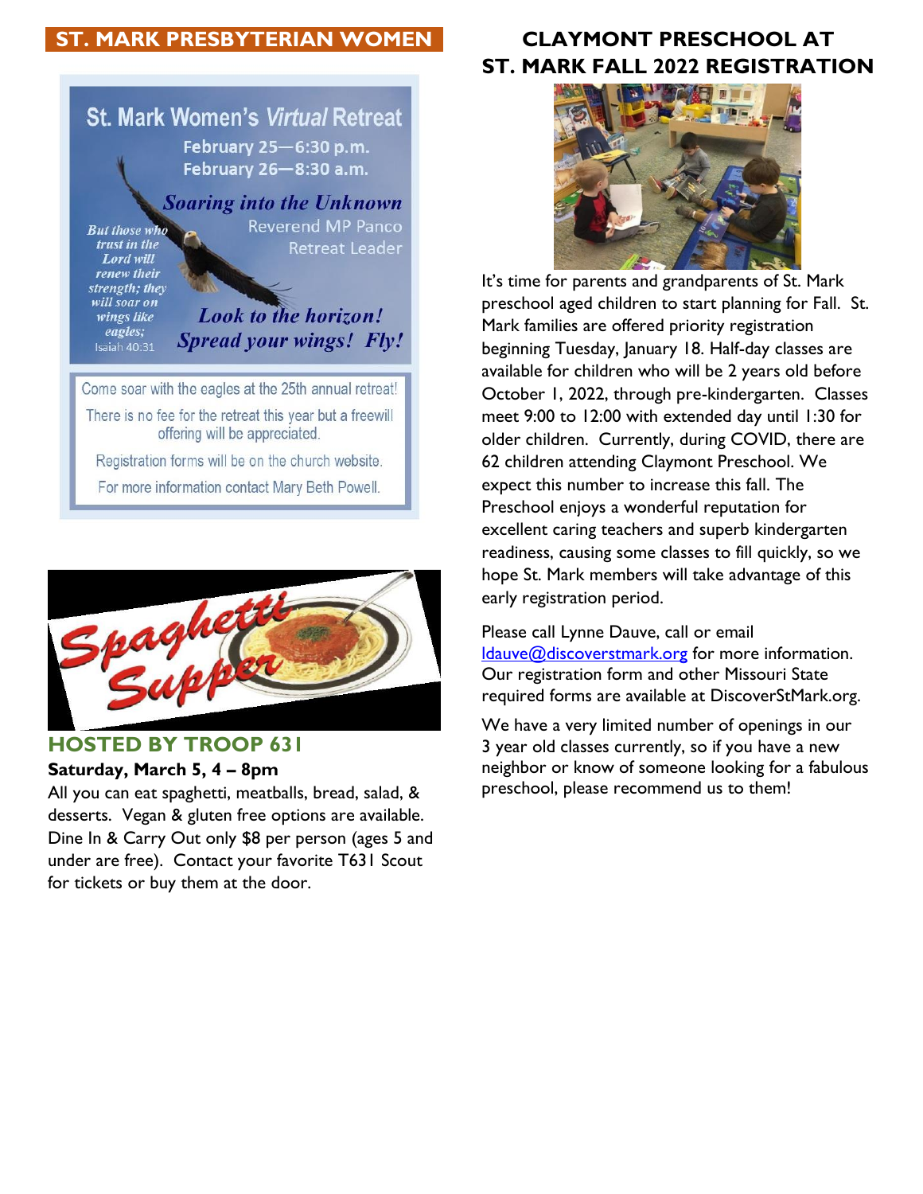## ST. MARK PRESBYTERIAN WOMEN

### St. Mark Women's *Virtual* Retreat

**February 25—6:30 p.m.**
**February 26—8:30 a.m.**

***Soaring into the Unknown***

Reverend MP Panco
Retreat Leader

*But those who trust in the Lord will renew their strength; they will soar on wings like eagles;*
Isaiah 40:31

***Look to the horizon!***
***Spread your wings! Fly!***

Come soar with the eagles at the 25th annual retreat!

There is no fee for the retreat this year but a freewill offering will be appreciated.

Registration forms will be on the church website.

For more information contact Mary Beth Powell.

### Spaghetti Supper

### HOSTED BY TROOP 631

**Saturday, March 5, 4 – 8pm**

All you can eat spaghetti, meatballs, bread, salad, & desserts. Vegan & gluten free options are available. Dine In & Carry Out only $8 per person (ages 5 and under are free). Contact your favorite T631 Scout for tickets or buy them at the door.

## CLAYMONT PRESCHOOL AT ST. MARK FALL 2022 REGISTRATION

It's time for parents and grandparents of St. Mark preschool aged children to start planning for Fall. St. Mark families are offered priority registration beginning Tuesday, January 18. Half-day classes are available for children who will be 2 years old before October 1, 2022, through pre-kindergarten. Classes meet 9:00 to 12:00 with extended day until 1:30 for older children. Currently, during COVID, there are 62 children attending Claymont Preschool. We expect this number to increase this fall. The Preschool enjoys a wonderful reputation for excellent caring teachers and superb kindergarten readiness, causing some classes to fill quickly, so we hope St. Mark members will take advantage of this early registration period.

Please call Lynne Dauve, call or email ldauve@discoverstmark.org for more information. Our registration form and other Missouri State required forms are available at DiscoverStMark.org.

We have a very limited number of openings in our 3 year old classes currently, so if you have a new neighbor or know of someone looking for a fabulous preschool, please recommend us to them!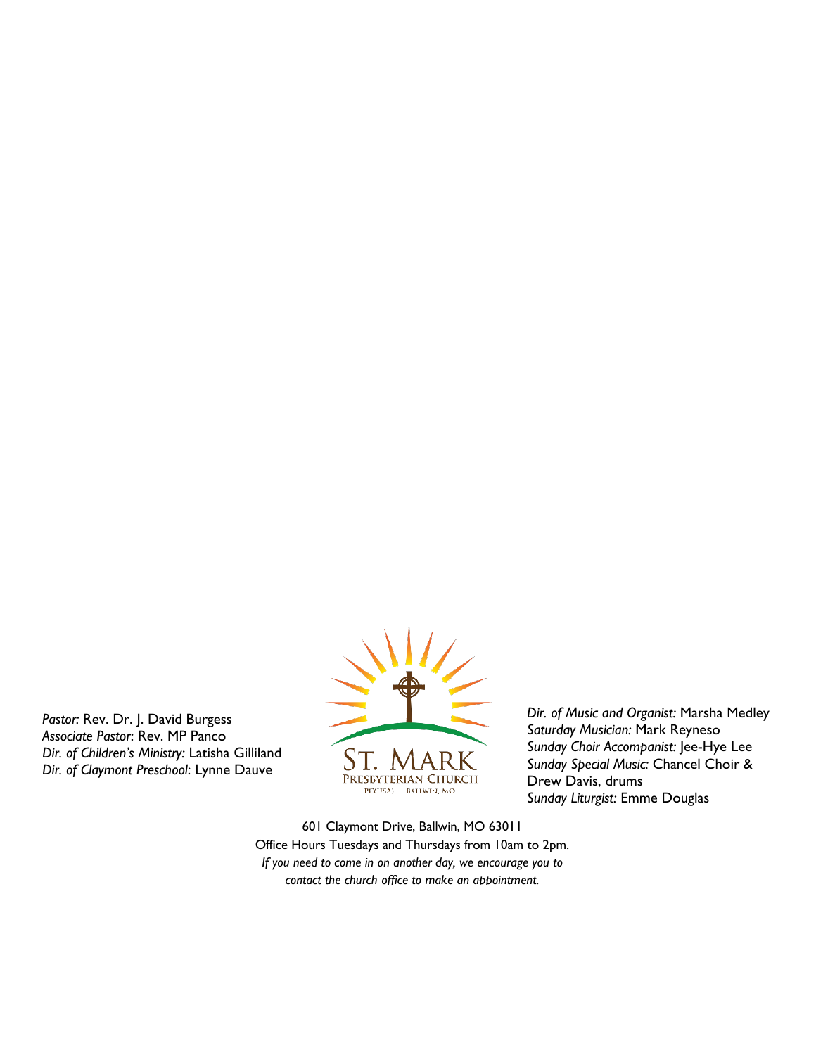*Pastor:* Rev. Dr. J. David Burgess
*Associate Pastor*: Rev. MP Panco
*Dir. of Children's Ministry:* Latisha Gilliland
*Dir. of Claymont Preschool*: Lynne Dauve

ST. MARK
PRESBYTERIAN CHURCH
PC(USA) · BALLWIN, MO

*Dir. of Music and Organist:* Marsha Medley
*Saturday Musician:* Mark Reyneso
*Sunday Choir Accompanist:* Jee-Hye Lee
*Sunday Special Music:* Chancel Choir & Drew Davis, drums
*Sunday Liturgist:* Emme Douglas

601 Claymont Drive, Ballwin, MO 63011
Office Hours Tuesdays and Thursdays from 10am to 2pm.
*If you need to come in on another day, we encourage you to contact the church office to make an appointment.*